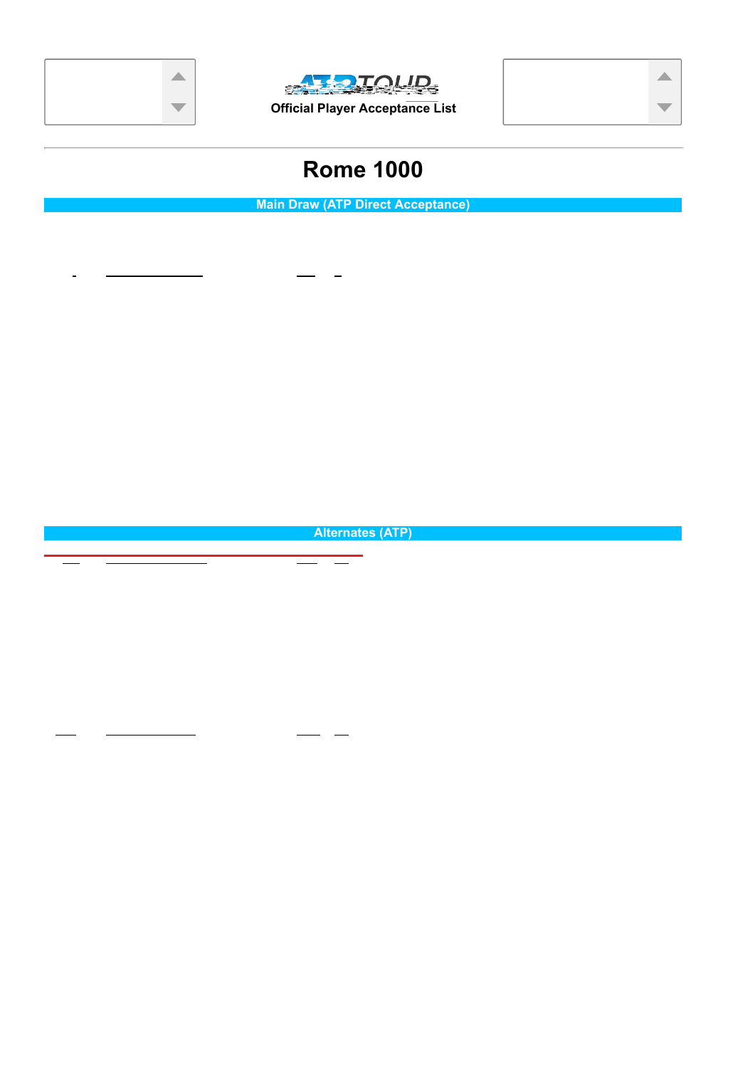Official Player Acceptance List

# Rome 1000

## Main Draw (ATP Direct Acceptance)

## Alternates (ATP)